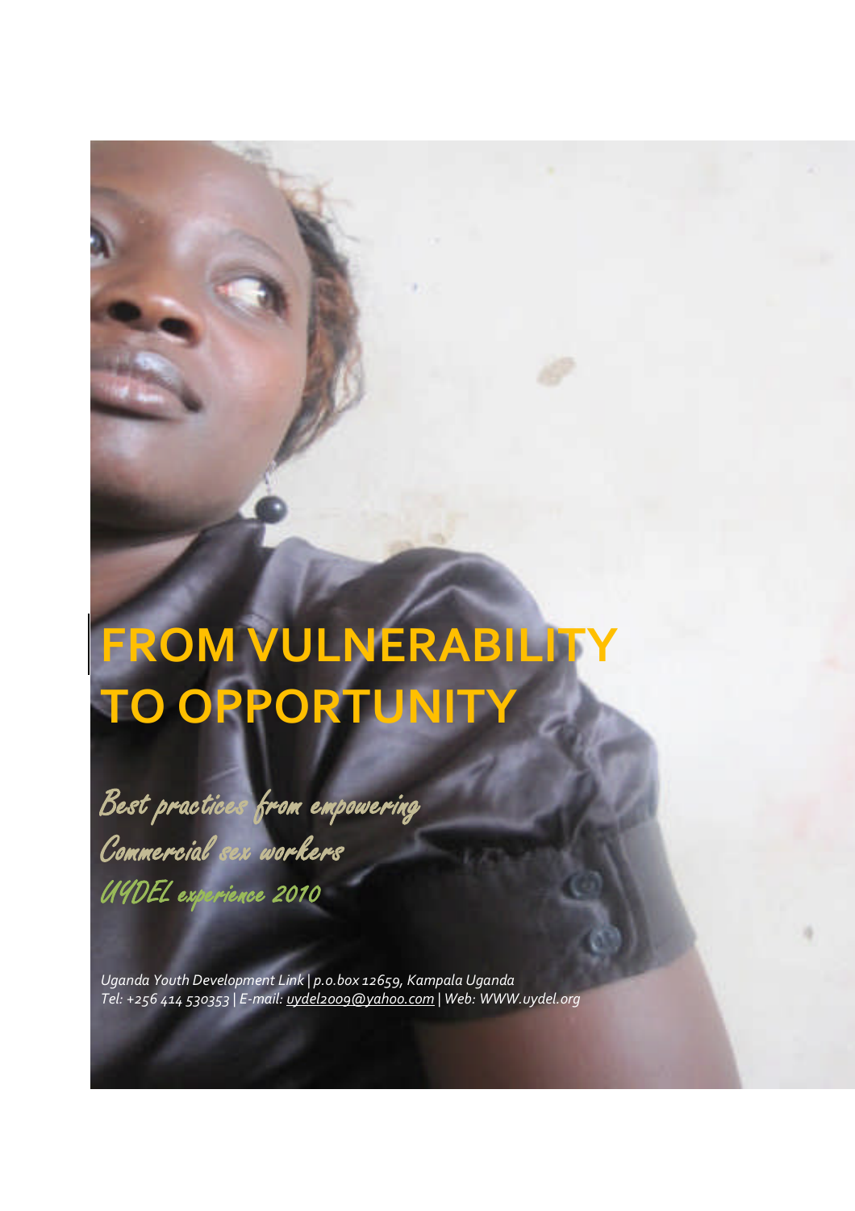# FROM VULNERABILITY TO OPPORTUNITY

*Best practices from empowering*
*Commercial sex workers*
*UYDEL experience 2010*

*Uganda Youth Development Link | p.o.box 12659, Kampala Uganda*
*Tel: +256 414 530353 | E-mail: uydel2009@yahoo.com | Web: WWW.uydel.org*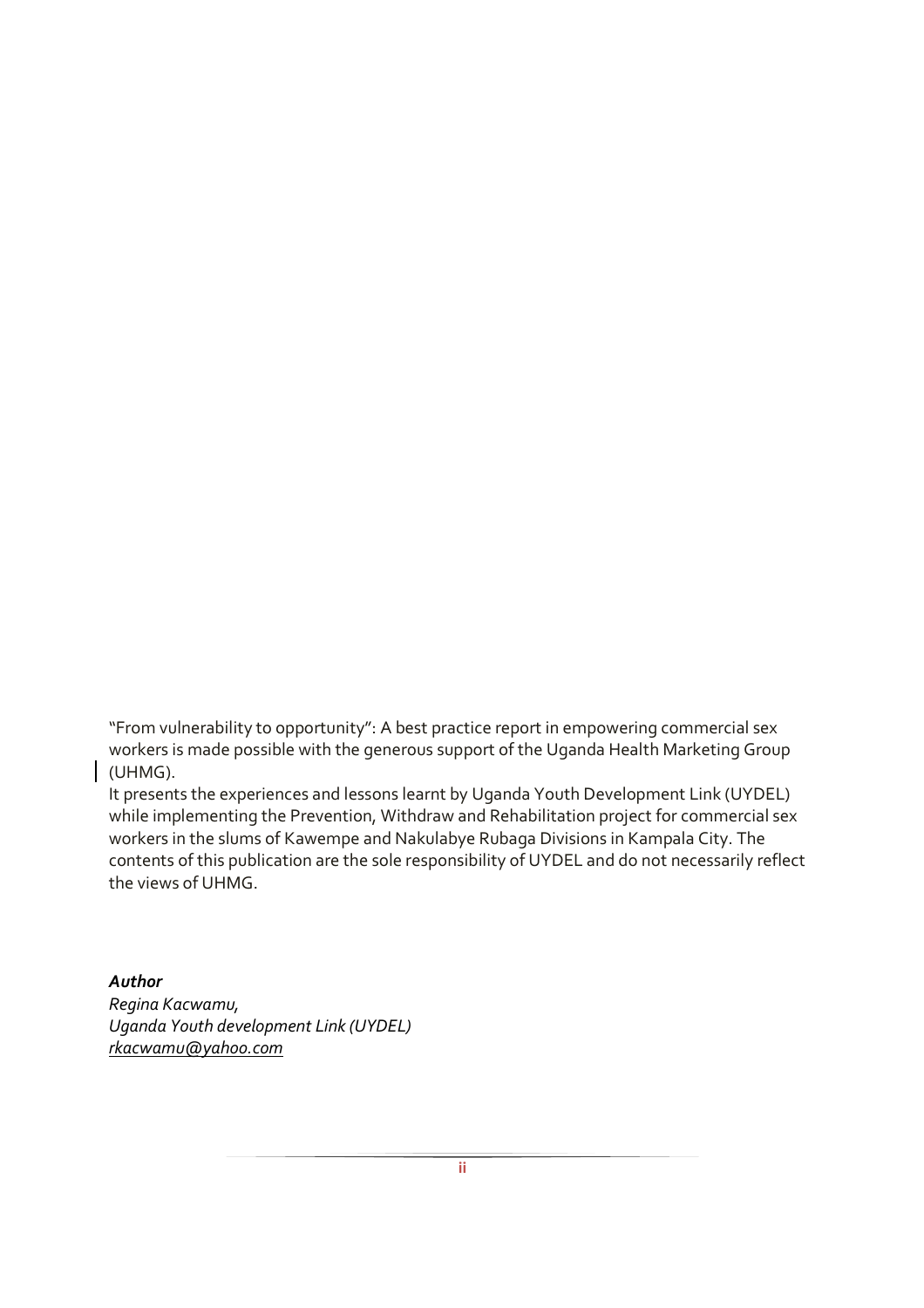"From vulnerability to opportunity": A best practice report in empowering commercial sex workers is made possible with the generous support of the Uganda Health Marketing Group (UHMG).

It presents the experiences and lessons learnt by Uganda Youth Development Link (UYDEL) while implementing the Prevention, Withdraw and Rehabilitation project for commercial sex workers in the slums of Kawempe and Nakulabye Rubaga Divisions in Kampala City. The contents of this publication are the sole responsibility of UYDEL and do not necessarily reflect the views of UHMG.

***Author***

*Regina Kacwamu,*
*Uganda Youth development Link (UYDEL)*
*rkacwamu@yahoo.com*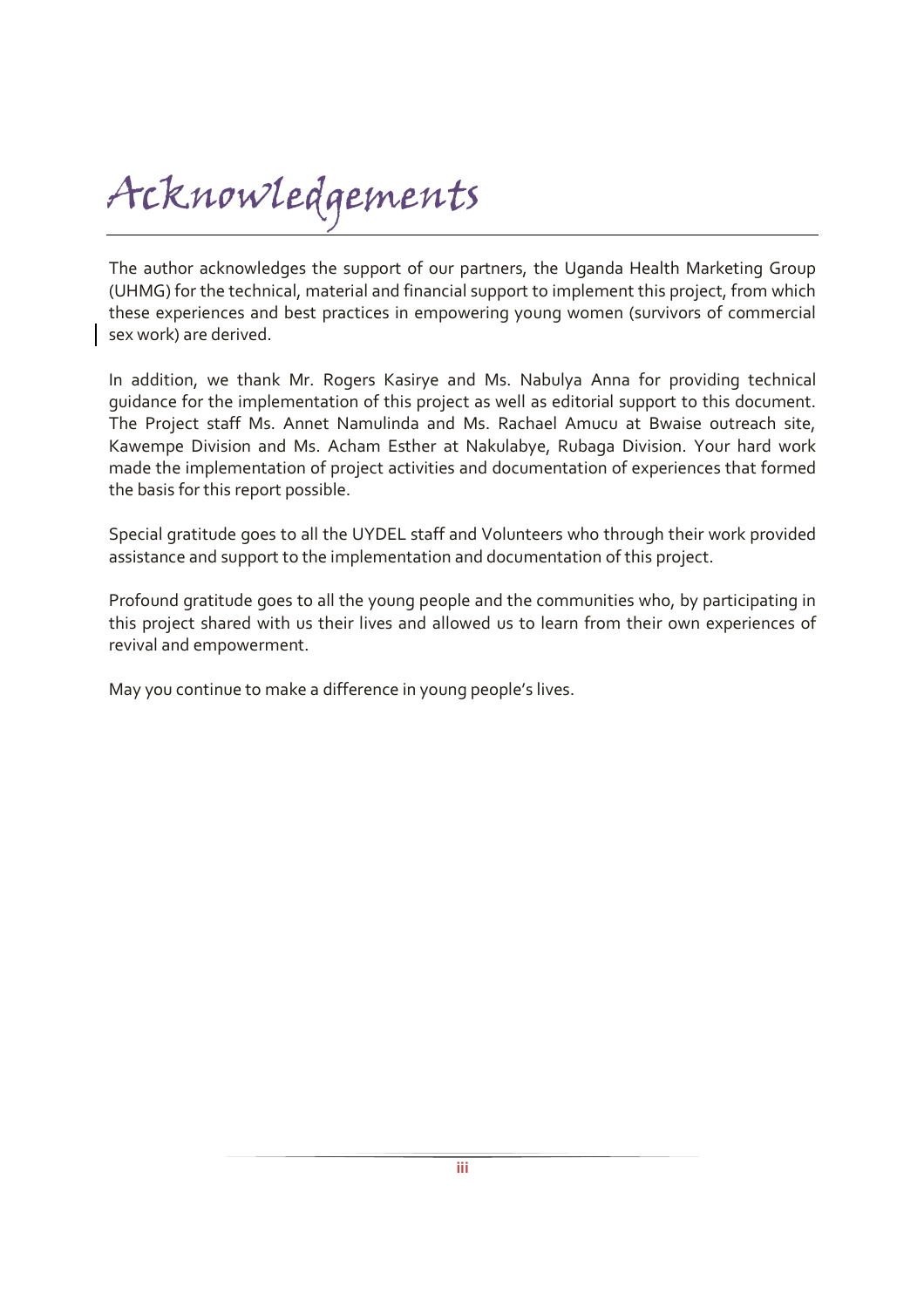# Acknowledgements

The author acknowledges the support of our partners, the Uganda Health Marketing Group (UHMG) for the technical, material and financial support to implement this project, from which these experiences and best practices in empowering young women (survivors of commercial sex work) are derived.

In addition, we thank Mr. Rogers Kasirye and Ms. Nabulya Anna for providing technical guidance for the implementation of this project as well as editorial support to this document. The Project staff Ms. Annet Namulinda and Ms. Rachael Amucu at Bwaise outreach site, Kawempe Division and Ms. Acham Esther at Nakulabye, Rubaga Division. Your hard work made the implementation of project activities and documentation of experiences that formed the basis for this report possible.

Special gratitude goes to all the UYDEL staff and Volunteers who through their work provided assistance and support to the implementation and documentation of this project.

Profound gratitude goes to all the young people and the communities who, by participating in this project shared with us their lives and allowed us to learn from their own experiences of revival and empowerment.

May you continue to make a difference in young people's lives.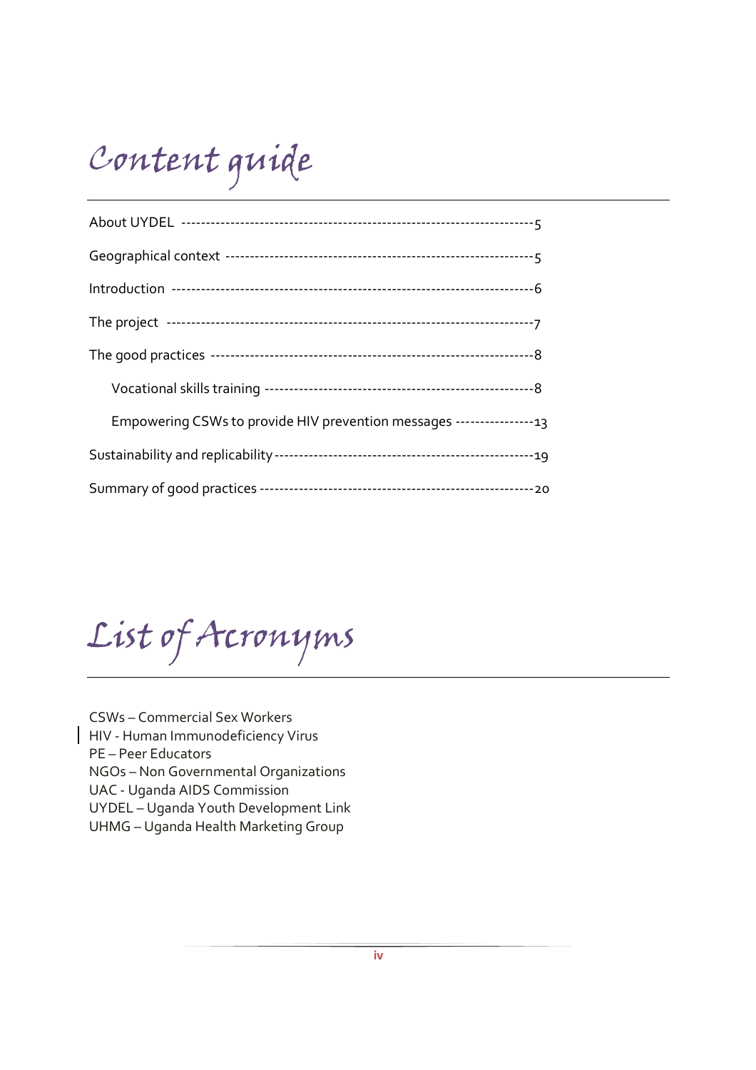# Content guide

About UYDEL ------------------------------------------------------------------------5

Geographical context ------------------------------------------------------------5

Introduction ----------------------------------------------------------------------6

The project ------------------------------------------------------------------------7

The good practices ----------------------------------------------------------------8

- Vocational skills training -----------------------------------------------------8
- Empowering CSWs to provide HIV prevention messages ----------------13

Sustainability and replicability ----------------------------------------------------19

Summary of good practices --------------------------------------------------------20

# List of Acronyms

CSWs – Commercial Sex Workers
HIV - Human Immunodeficiency Virus
PE – Peer Educators
NGOs – Non Governmental Organizations
UAC - Uganda AIDS Commission
UYDEL – Uganda Youth Development Link
UHMG – Uganda Health Marketing Group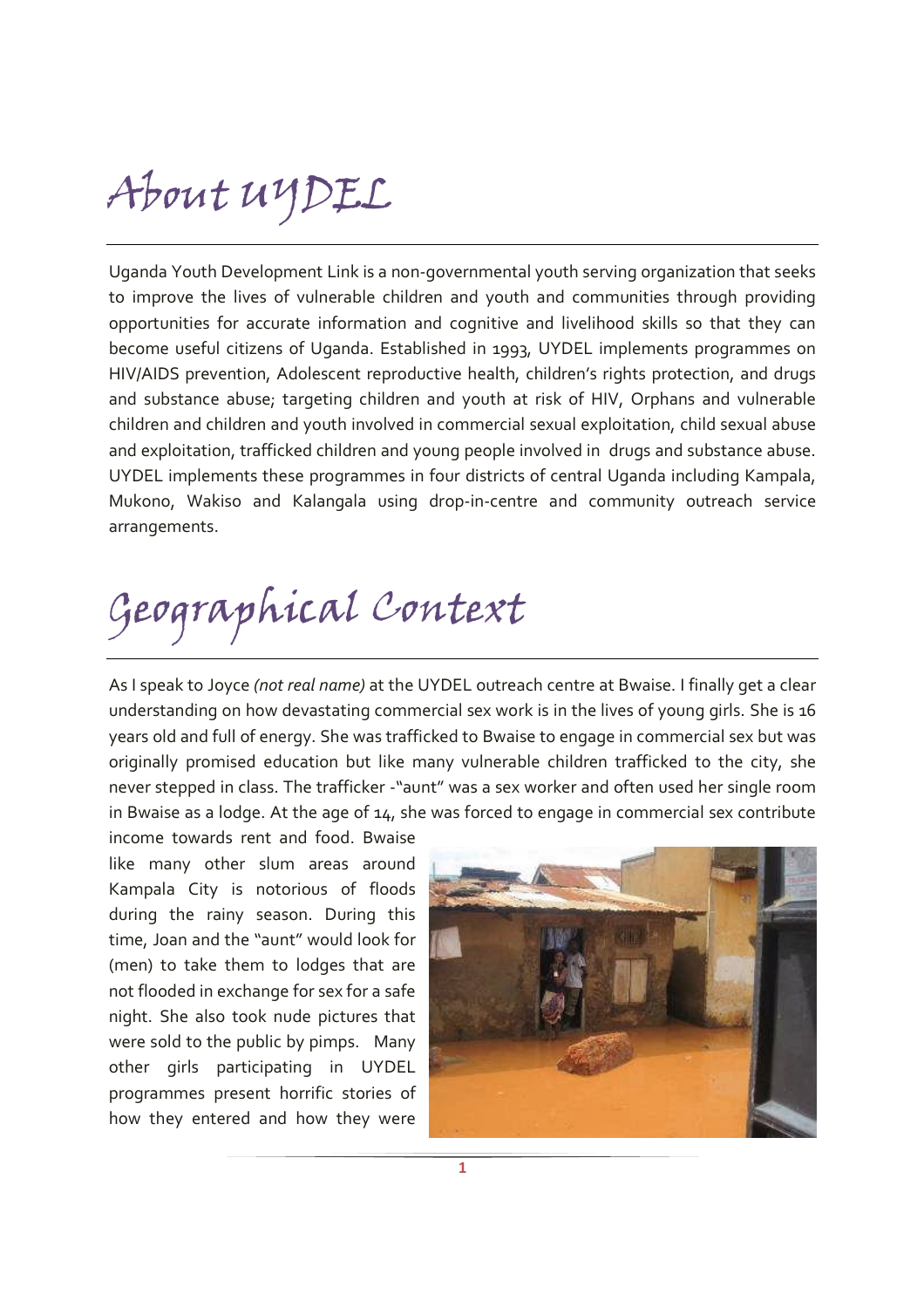# About UYDEL

Uganda Youth Development Link is a non-governmental youth serving organization that seeks to improve the lives of vulnerable children and youth and communities through providing opportunities for accurate information and cognitive and livelihood skills so that they can become useful citizens of Uganda. Established in 1993, UYDEL implements programmes on HIV/AIDS prevention, Adolescent reproductive health, children's rights protection, and drugs and substance abuse; targeting children and youth at risk of HIV, Orphans and vulnerable children and children and youth involved in commercial sexual exploitation, child sexual abuse and exploitation, trafficked children and young people involved in drugs and substance abuse. UYDEL implements these programmes in four districts of central Uganda including Kampala, Mukono, Wakiso and Kalangala using drop-in-centre and community outreach service arrangements.

# Geographical Context

As I speak to Joyce *(not real name)* at the UYDEL outreach centre at Bwaise. I finally get a clear understanding on how devastating commercial sex work is in the lives of young girls. She is 16 years old and full of energy. She was trafficked to Bwaise to engage in commercial sex but was originally promised education but like many vulnerable children trafficked to the city, she never stepped in class. The trafficker -"aunt" was a sex worker and often used her single room in Bwaise as a lodge. At the age of 14, she was forced to engage in commercial sex contribute income towards rent and food. Bwaise like many other slum areas around Kampala City is notorious of floods during the rainy season. During this time, Joan and the "aunt" would look for (men) to take them to lodges that are not flooded in exchange for sex for a safe night. She also took nude pictures that were sold to the public by pimps. Many other girls participating in UYDEL programmes present horrific stories of how they entered and how they were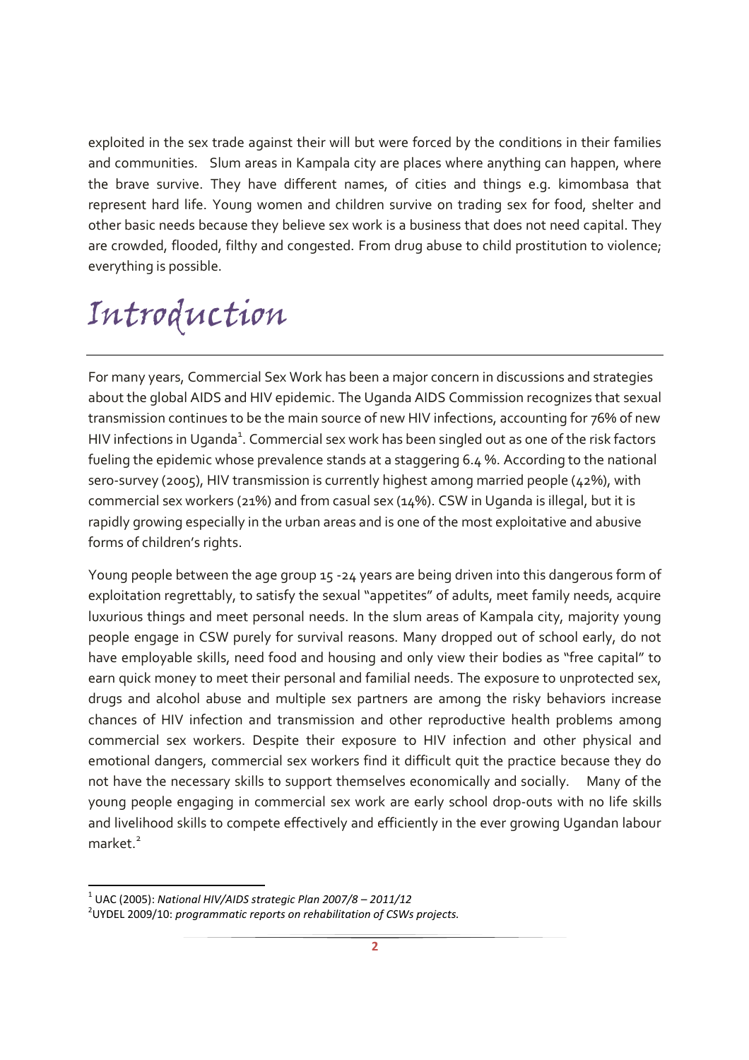exploited in the sex trade against their will but were forced by the conditions in their families and communities. Slum areas in Kampala city are places where anything can happen, where the brave survive. They have different names, of cities and things e.g. kimombasa that represent hard life. Young women and children survive on trading sex for food, shelter and other basic needs because they believe sex work is a business that does not need capital. They are crowded, flooded, filthy and congested. From drug abuse to child prostitution to violence; everything is possible.

# Introduction

For many years, Commercial Sex Work has been a major concern in discussions and strategies about the global AIDS and HIV epidemic. The Uganda AIDS Commission recognizes that sexual transmission continues to be the main source of new HIV infections, accounting for 76% of new HIV infections in Uganda[1]. Commercial sex work has been singled out as one of the risk factors fueling the epidemic whose prevalence stands at a staggering 6.4 %. According to the national sero-survey (2005), HIV transmission is currently highest among married people (42%), with commercial sex workers (21%) and from casual sex (14%). CSW in Uganda is illegal, but it is rapidly growing especially in the urban areas and is one of the most exploitative and abusive forms of children's rights.

Young people between the age group 15 -24 years are being driven into this dangerous form of exploitation regrettably, to satisfy the sexual "appetites" of adults, meet family needs, acquire luxurious things and meet personal needs. In the slum areas of Kampala city, majority young people engage in CSW purely for survival reasons. Many dropped out of school early, do not have employable skills, need food and housing and only view their bodies as "free capital" to earn quick money to meet their personal and familial needs. The exposure to unprotected sex, drugs and alcohol abuse and multiple sex partners are among the risky behaviors increase chances of HIV infection and transmission and other reproductive health problems among commercial sex workers. Despite their exposure to HIV infection and other physical and emotional dangers, commercial sex workers find it difficult quit the practice because they do not have the necessary skills to support themselves economically and socially. Many of the young people engaging in commercial sex work are early school drop-outs with no life skills and livelihood skills to compete effectively and efficiently in the ever growing Ugandan labour market.[2]

[1] UAC (2005): *National HIV/AIDS strategic Plan 2007/8 – 2011/12*

[2] UYDEL 2009/10: *programmatic reports on rehabilitation of CSWs projects.*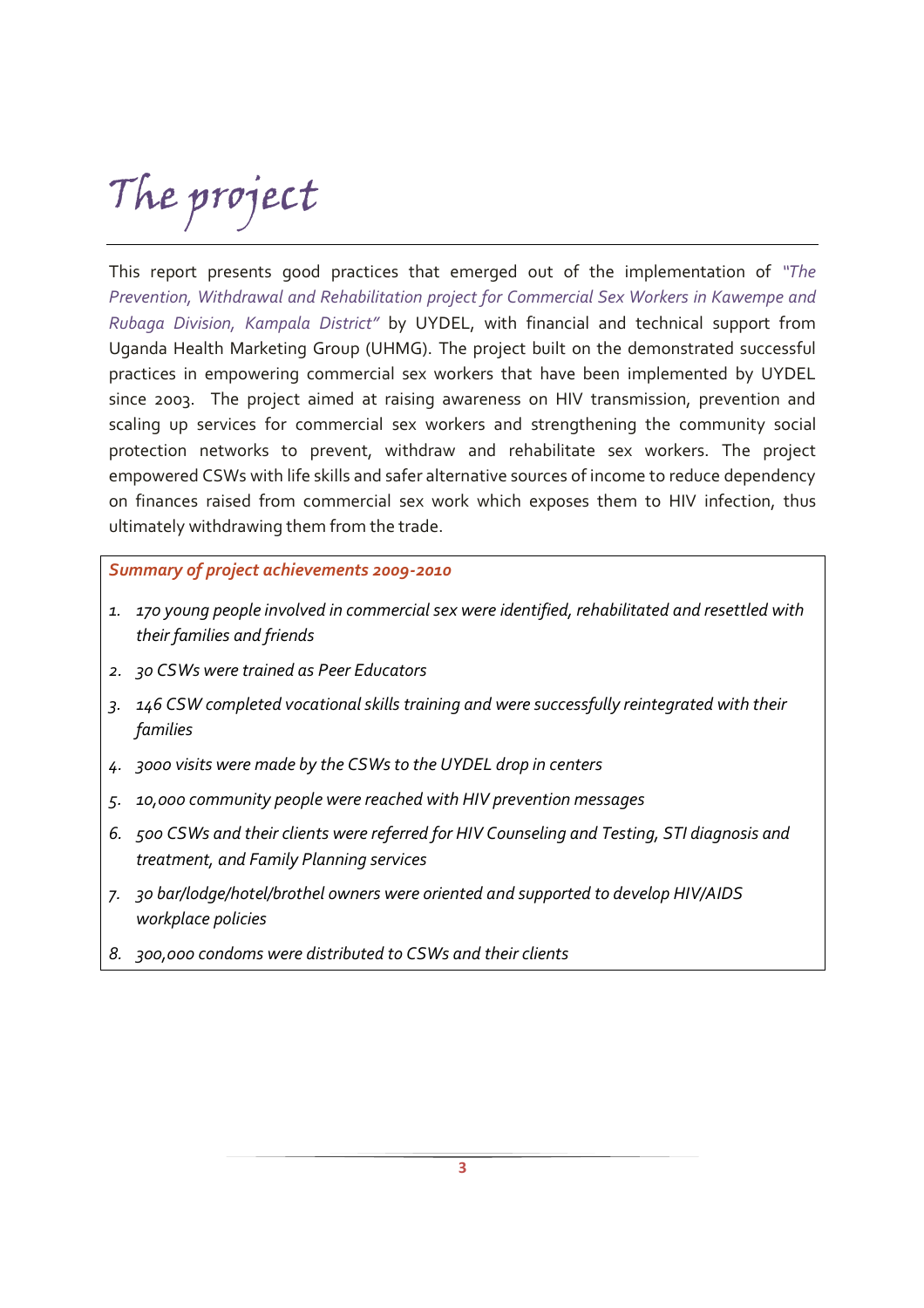# The project

This report presents good practices that emerged out of the implementation of *"The Prevention, Withdrawal and Rehabilitation project for Commercial Sex Workers in Kawempe and Rubaga Division, Kampala District"* by UYDEL, with financial and technical support from Uganda Health Marketing Group (UHMG). The project built on the demonstrated successful practices in empowering commercial sex workers that have been implemented by UYDEL since 2003. The project aimed at raising awareness on HIV transmission, prevention and scaling up services for commercial sex workers and strengthening the community social protection networks to prevent, withdraw and rehabilitate sex workers. The project empowered CSWs with life skills and safer alternative sources of income to reduce dependency on finances raised from commercial sex work which exposes them to HIV infection, thus ultimately withdrawing them from the trade.

***Summary of project achievements 2009-2010***

1. *170 young people involved in commercial sex were identified, rehabilitated and resettled with their families and friends*
2. *30 CSWs were trained as Peer Educators*
3. *146 CSW completed vocational skills training and were successfully reintegrated with their families*
4. *3000 visits were made by the CSWs to the UYDEL drop in centers*
5. *10,000 community people were reached with HIV prevention messages*
6. *500 CSWs and their clients were referred for HIV Counseling and Testing, STI diagnosis and treatment, and Family Planning services*
7. *30 bar/lodge/hotel/brothel owners were oriented and supported to develop HIV/AIDS workplace policies*
8. *300,000 condoms were distributed to CSWs and their clients*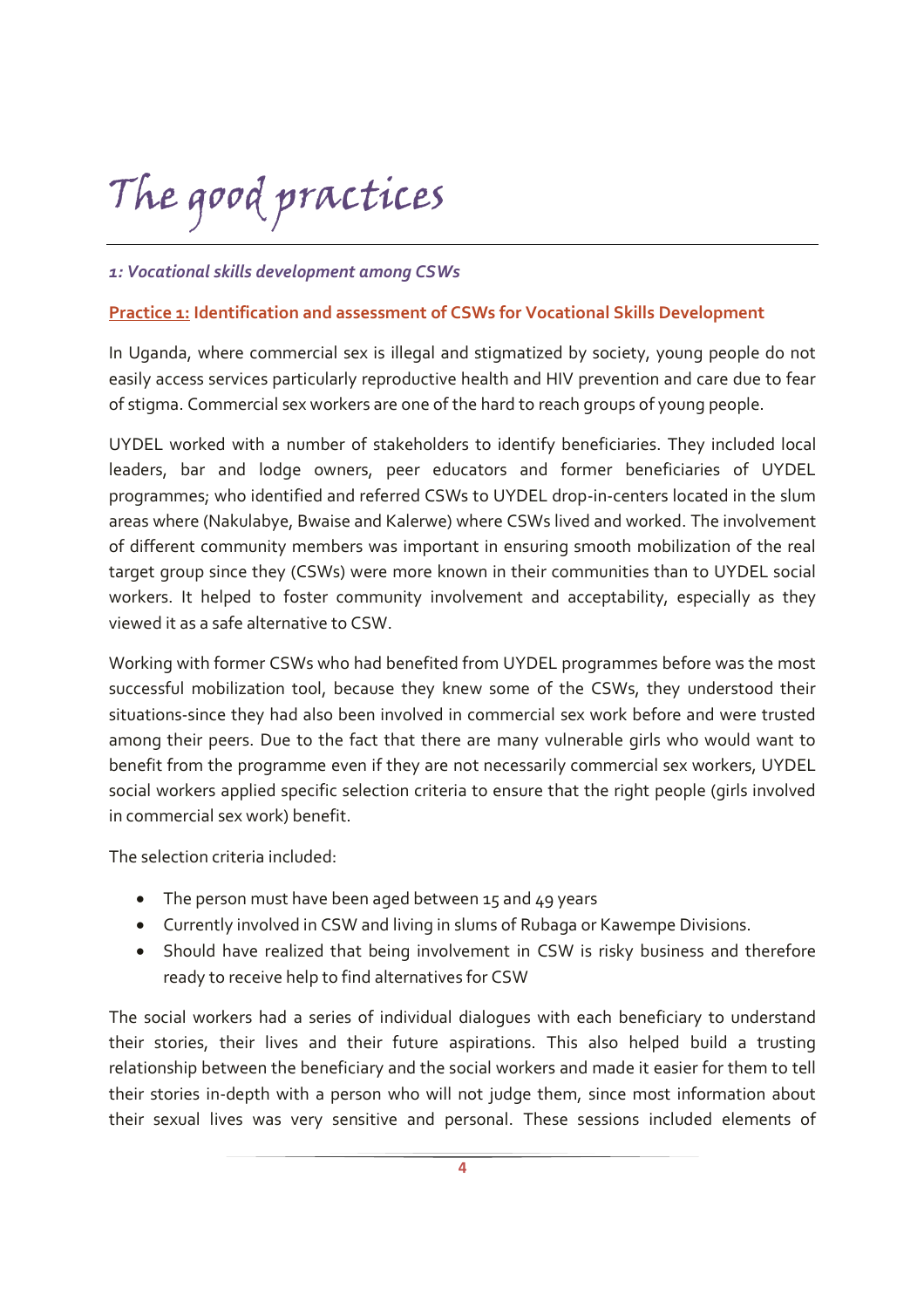# The good practices

*1: Vocational skills development among CSWs*

**Practice 1: Identification and assessment of CSWs for Vocational Skills Development**

In Uganda, where commercial sex is illegal and stigmatized by society, young people do not easily access services particularly reproductive health and HIV prevention and care due to fear of stigma. Commercial sex workers are one of the hard to reach groups of young people.

UYDEL worked with a number of stakeholders to identify beneficiaries. They included local leaders, bar and lodge owners, peer educators and former beneficiaries of UYDEL programmes; who identified and referred CSWs to UYDEL drop-in-centers located in the slum areas where (Nakulabye, Bwaise and Kalerwe) where CSWs lived and worked. The involvement of different community members was important in ensuring smooth mobilization of the real target group since they (CSWs) were more known in their communities than to UYDEL social workers. It helped to foster community involvement and acceptability, especially as they viewed it as a safe alternative to CSW.

Working with former CSWs who had benefited from UYDEL programmes before was the most successful mobilization tool, because they knew some of the CSWs, they understood their situations-since they had also been involved in commercial sex work before and were trusted among their peers. Due to the fact that there are many vulnerable girls who would want to benefit from the programme even if they are not necessarily commercial sex workers, UYDEL social workers applied specific selection criteria to ensure that the right people (girls involved in commercial sex work) benefit.

The selection criteria included:

- The person must have been aged between 15 and 49 years
- Currently involved in CSW and living in slums of Rubaga or Kawempe Divisions.
- Should have realized that being involvement in CSW is risky business and therefore ready to receive help to find alternatives for CSW

The social workers had a series of individual dialogues with each beneficiary to understand their stories, their lives and their future aspirations. This also helped build a trusting relationship between the beneficiary and the social workers and made it easier for them to tell their stories in-depth with a person who will not judge them, since most information about their sexual lives was very sensitive and personal. These sessions included elements of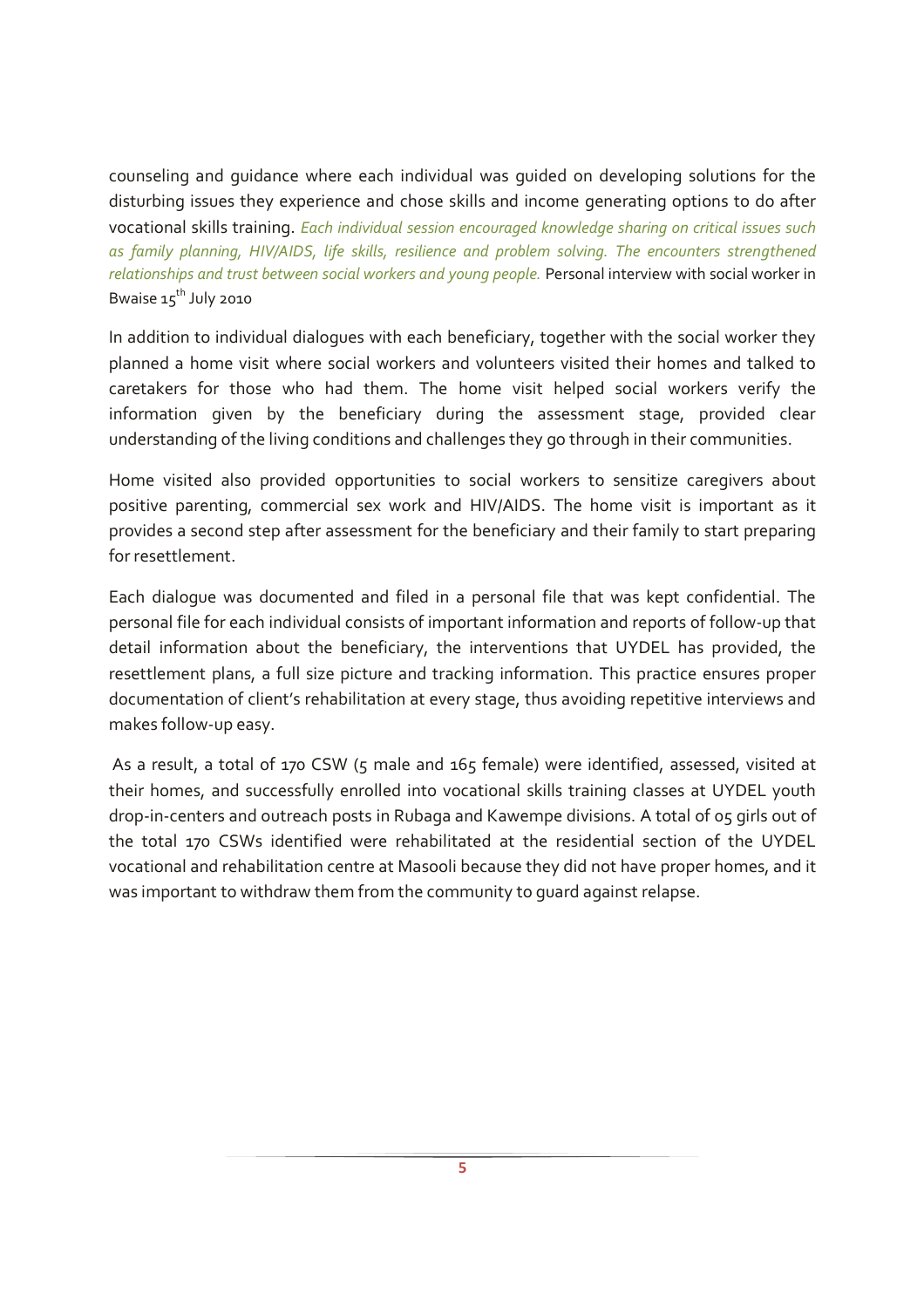counseling and guidance where each individual was guided on developing solutions for the disturbing issues they experience and chose skills and income generating options to do after vocational skills training. *Each individual session encouraged knowledge sharing on critical issues such as family planning, HIV/AIDS, life skills, resilience and problem solving. The encounters strengthened relationships and trust between social workers and young people.* Personal interview with social worker in Bwaise 15th July 2010

In addition to individual dialogues with each beneficiary, together with the social worker they planned a home visit where social workers and volunteers visited their homes and talked to caretakers for those who had them. The home visit helped social workers verify the information given by the beneficiary during the assessment stage, provided clear understanding of the living conditions and challenges they go through in their communities.

Home visited also provided opportunities to social workers to sensitize caregivers about positive parenting, commercial sex work and HIV/AIDS. The home visit is important as it provides a second step after assessment for the beneficiary and their family to start preparing for resettlement.

Each dialogue was documented and filed in a personal file that was kept confidential. The personal file for each individual consists of important information and reports of follow-up that detail information about the beneficiary, the interventions that UYDEL has provided, the resettlement plans, a full size picture and tracking information. This practice ensures proper documentation of client's rehabilitation at every stage, thus avoiding repetitive interviews and makes follow-up easy.

As a result, a total of 170 CSW (5 male and 165 female) were identified, assessed, visited at their homes, and successfully enrolled into vocational skills training classes at UYDEL youth drop-in-centers and outreach posts in Rubaga and Kawempe divisions. A total of 05 girls out of the total 170 CSWs identified were rehabilitated at the residential section of the UYDEL vocational and rehabilitation centre at Masooli because they did not have proper homes, and it was important to withdraw them from the community to guard against relapse.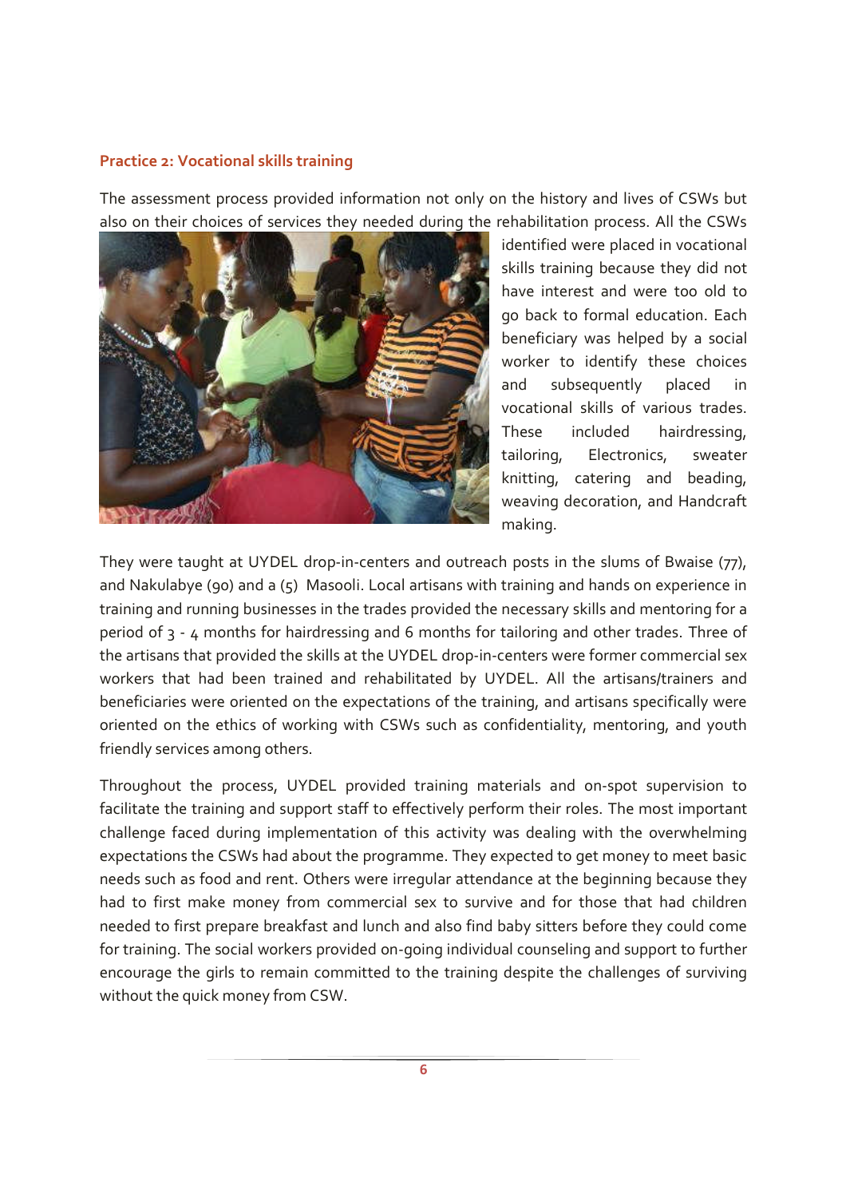### Practice 2: Vocational skills training

The assessment process provided information not only on the history and lives of CSWs but also on their choices of services they needed during the rehabilitation process. All the CSWs identified were placed in vocational skills training because they did not have interest and were too old to go back to formal education. Each beneficiary was helped by a social worker to identify these choices and subsequently placed in vocational skills of various trades. These included hairdressing, tailoring, Electronics, sweater knitting, catering and beading, weaving decoration, and Handcraft making.

They were taught at UYDEL drop-in-centers and outreach posts in the slums of Bwaise (77), and Nakulabye (90) and a (5) Masooli. Local artisans with training and hands on experience in training and running businesses in the trades provided the necessary skills and mentoring for a period of 3 - 4 months for hairdressing and 6 months for tailoring and other trades. Three of the artisans that provided the skills at the UYDEL drop-in-centers were former commercial sex workers that had been trained and rehabilitated by UYDEL. All the artisans/trainers and beneficiaries were oriented on the expectations of the training, and artisans specifically were oriented on the ethics of working with CSWs such as confidentiality, mentoring, and youth friendly services among others.

Throughout the process, UYDEL provided training materials and on-spot supervision to facilitate the training and support staff to effectively perform their roles. The most important challenge faced during implementation of this activity was dealing with the overwhelming expectations the CSWs had about the programme. They expected to get money to meet basic needs such as food and rent. Others were irregular attendance at the beginning because they had to first make money from commercial sex to survive and for those that had children needed to first prepare breakfast and lunch and also find baby sitters before they could come for training. The social workers provided on-going individual counseling and support to further encourage the girls to remain committed to the training despite the challenges of surviving without the quick money from CSW.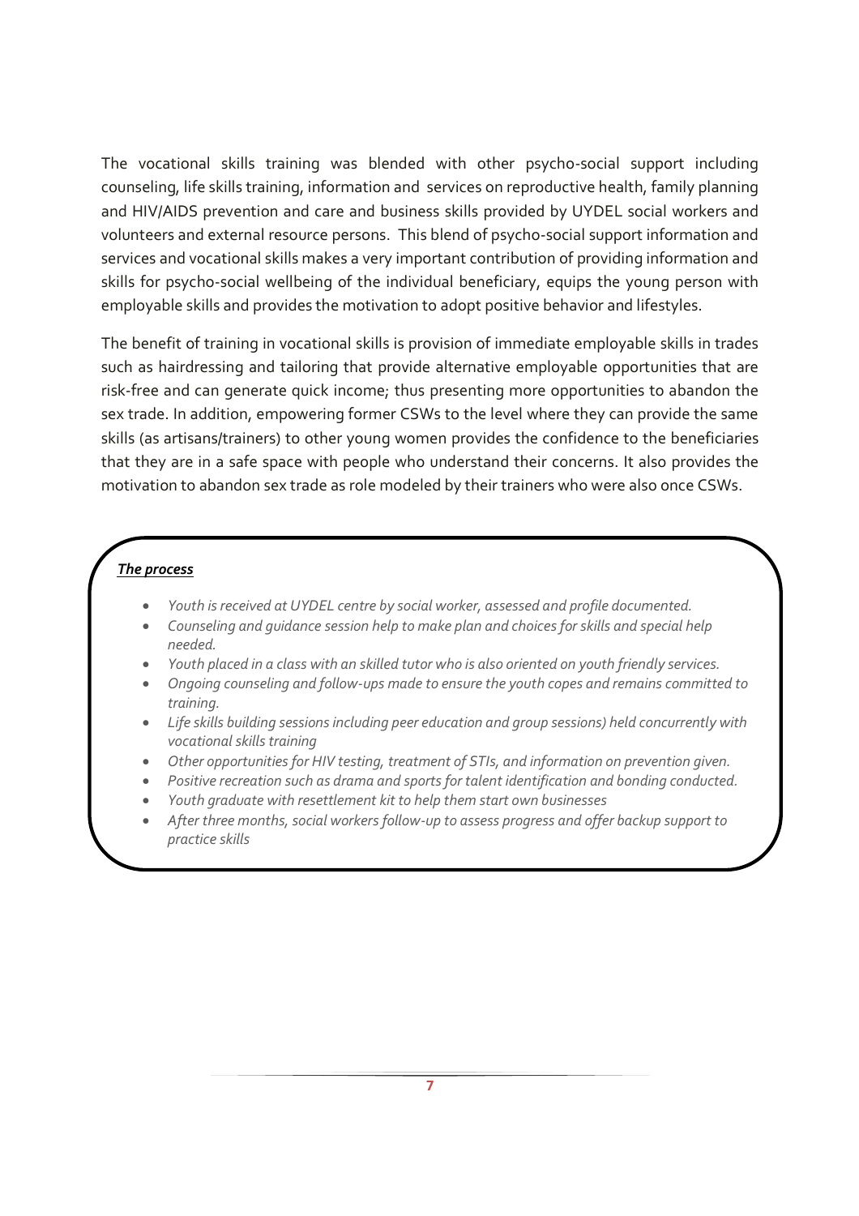The vocational skills training was blended with other psycho-social support including counseling, life skills training, information and services on reproductive health, family planning and HIV/AIDS prevention and care and business skills provided by UYDEL social workers and volunteers and external resource persons. This blend of psycho-social support information and services and vocational skills makes a very important contribution of providing information and skills for psycho-social wellbeing of the individual beneficiary, equips the young person with employable skills and provides the motivation to adopt positive behavior and lifestyles.

The benefit of training in vocational skills is provision of immediate employable skills in trades such as hairdressing and tailoring that provide alternative employable opportunities that are risk-free and can generate quick income; thus presenting more opportunities to abandon the sex trade. In addition, empowering former CSWs to the level where they can provide the same skills (as artisans/trainers) to other young women provides the confidence to the beneficiaries that they are in a safe space with people who understand their concerns. It also provides the motivation to abandon sex trade as role modeled by their trainers who were also once CSWs.

***The process***

- *Youth is received at UYDEL centre by social worker, assessed and profile documented.*
- *Counseling and guidance session help to make plan and choices for skills and special help needed.*
- *Youth placed in a class with an skilled tutor who is also oriented on youth friendly services.*
- *Ongoing counseling and follow-ups made to ensure the youth copes and remains committed to training.*
- *Life skills building sessions including peer education and group sessions) held concurrently with vocational skills training*
- *Other opportunities for HIV testing, treatment of STIs, and information on prevention given.*
- *Positive recreation such as drama and sports for talent identification and bonding conducted.*
- *Youth graduate with resettlement kit to help them start own businesses*
- *After three months, social workers follow-up to assess progress and offer backup support to practice skills*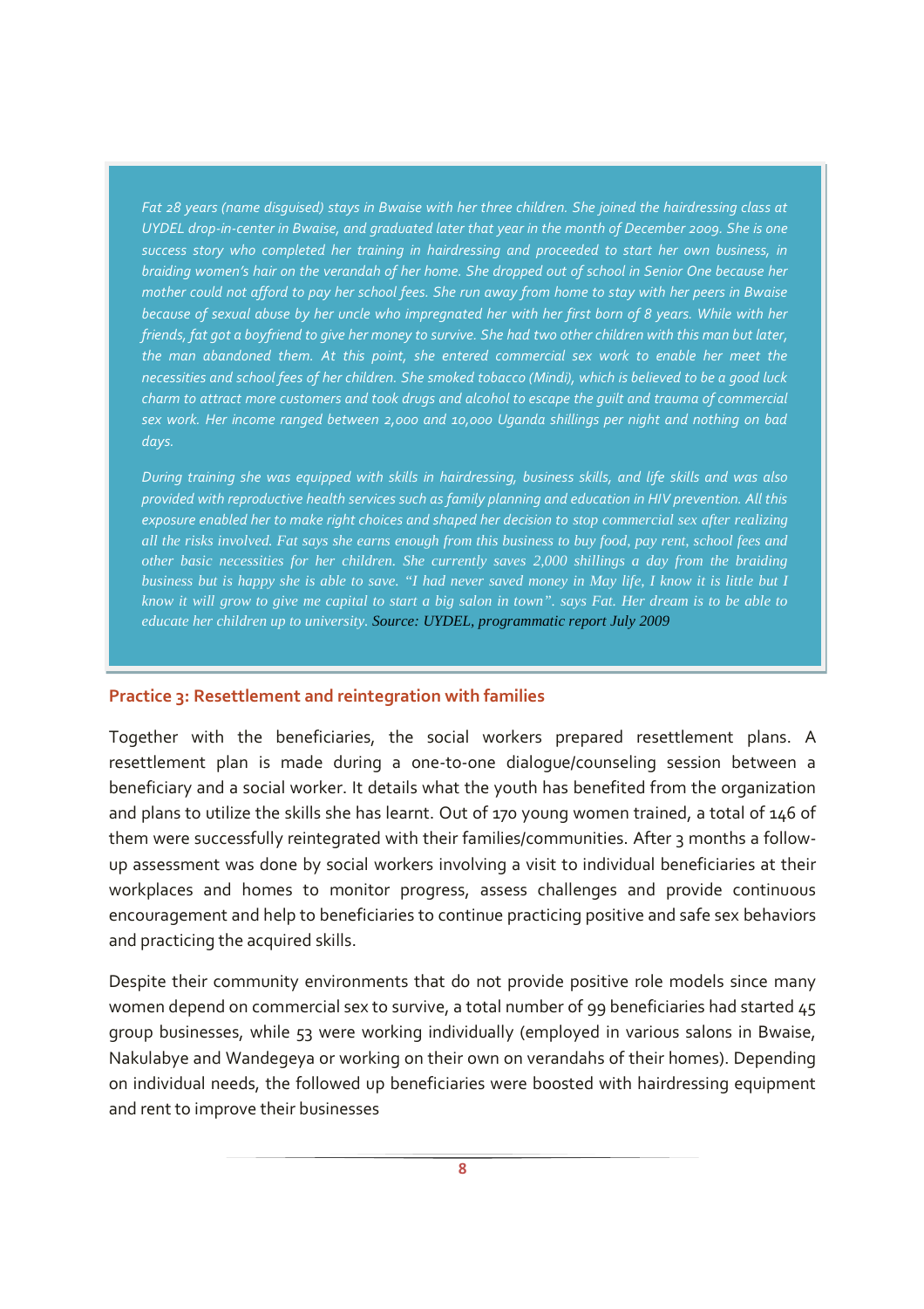*Fat 28 years (name disguised) stays in Bwaise with her three children. She joined the hairdressing class at UYDEL drop-in-center in Bwaise, and graduated later that year in the month of December 2009. She is one success story who completed her training in hairdressing and proceeded to start her own business, in braiding women's hair on the verandah of her home. She dropped out of school in Senior One because her mother could not afford to pay her school fees. She run away from home to stay with her peers in Bwaise because of sexual abuse by her uncle who impregnated her with her first born of 8 years. While with her friends, fat got a boyfriend to give her money to survive. She had two other children with this man but later, the man abandoned them. At this point, she entered commercial sex work to enable her meet the necessities and school fees of her children. She smoked tobacco (Mindi), which is believed to be a good luck charm to attract more customers and took drugs and alcohol to escape the guilt and trauma of commercial sex work. Her income ranged between 2,000 and 10,000 Uganda shillings per night and nothing on bad days.*

*During training she was equipped with skills in hairdressing, business skills, and life skills and was also provided with reproductive health services such as family planning and education in HIV prevention. All this exposure enabled her to make right choices and shaped her decision to stop commercial sex after realizing all the risks involved. Fat says she earns enough from this business to buy food, pay rent, school fees and other basic necessities for her children. She currently saves 2,000 shillings a day from the braiding business but is happy she is able to save. "I had never saved money in May life, I know it is little but I know it will grow to give me capital to start a big salon in town". says Fat. Her dream is to be able to educate her children up to university. Source: UYDEL, programmatic report July 2009*

### Practice 3: Resettlement and reintegration with families

Together with the beneficiaries, the social workers prepared resettlement plans. A resettlement plan is made during a one-to-one dialogue/counseling session between a beneficiary and a social worker. It details what the youth has benefited from the organization and plans to utilize the skills she has learnt. Out of 170 young women trained, a total of 146 of them were successfully reintegrated with their families/communities. After 3 months a follow-up assessment was done by social workers involving a visit to individual beneficiaries at their workplaces and homes to monitor progress, assess challenges and provide continuous encouragement and help to beneficiaries to continue practicing positive and safe sex behaviors and practicing the acquired skills.

Despite their community environments that do not provide positive role models since many women depend on commercial sex to survive, a total number of 99 beneficiaries had started 45 group businesses, while 53 were working individually (employed in various salons in Bwaise, Nakulabye and Wandegeya or working on their own on verandahs of their homes). Depending on individual needs, the followed up beneficiaries were boosted with hairdressing equipment and rent to improve their businesses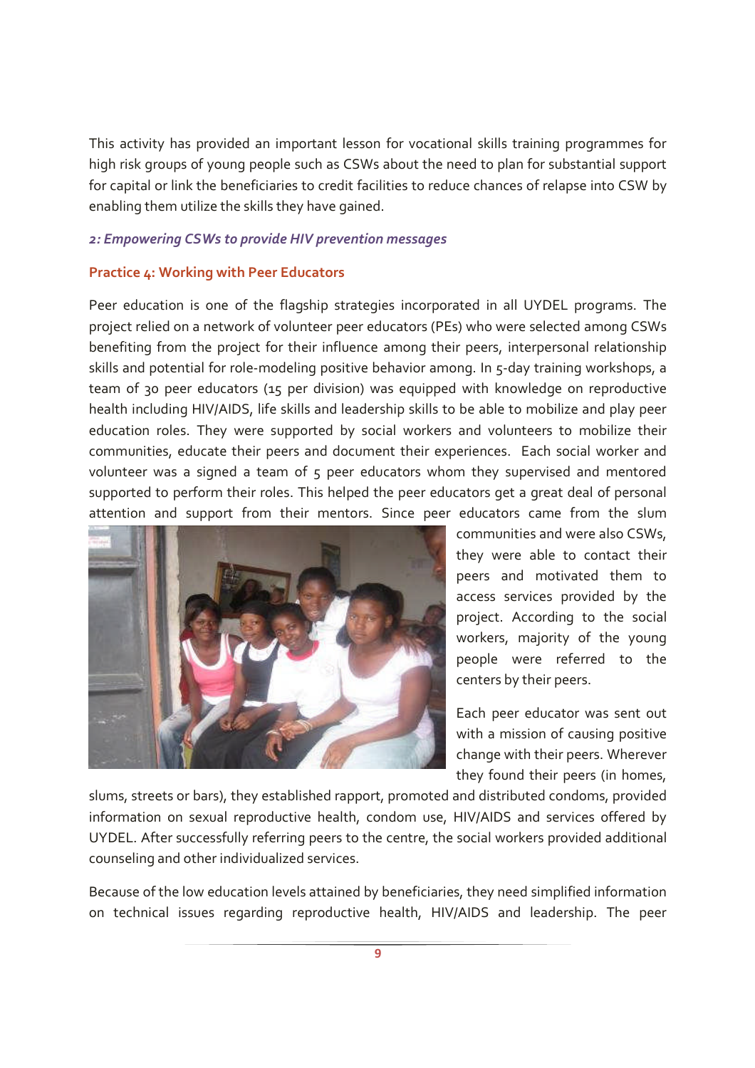This activity has provided an important lesson for vocational skills training programmes for high risk groups of young people such as CSWs about the need to plan for substantial support for capital or link the beneficiaries to credit facilities to reduce chances of relapse into CSW by enabling them utilize the skills they have gained.

### *2: Empowering CSWs to provide HIV prevention messages*

### Practice 4: Working with Peer Educators

Peer education is one of the flagship strategies incorporated in all UYDEL programs. The project relied on a network of volunteer peer educators (PEs) who were selected among CSWs benefiting from the project for their influence among their peers, interpersonal relationship skills and potential for role-modeling positive behavior among. In 5-day training workshops, a team of 30 peer educators (15 per division) was equipped with knowledge on reproductive health including HIV/AIDS, life skills and leadership skills to be able to mobilize and play peer education roles. They were supported by social workers and volunteers to mobilize their communities, educate their peers and document their experiences. Each social worker and volunteer was a signed a team of 5 peer educators whom they supervised and mentored supported to perform their roles. This helped the peer educators get a great deal of personal attention and support from their mentors. Since peer educators came from the slum communities and were also CSWs, they were able to contact their peers and motivated them to access services provided by the project. According to the social workers, majority of the young people were referred to the centers by their peers.

Each peer educator was sent out with a mission of causing positive change with their peers. Wherever they found their peers (in homes, slums, streets or bars), they established rapport, promoted and distributed condoms, provided information on sexual reproductive health, condom use, HIV/AIDS and services offered by UYDEL. After successfully referring peers to the centre, the social workers provided additional counseling and other individualized services.

Because of the low education levels attained by beneficiaries, they need simplified information on technical issues regarding reproductive health, HIV/AIDS and leadership. The peer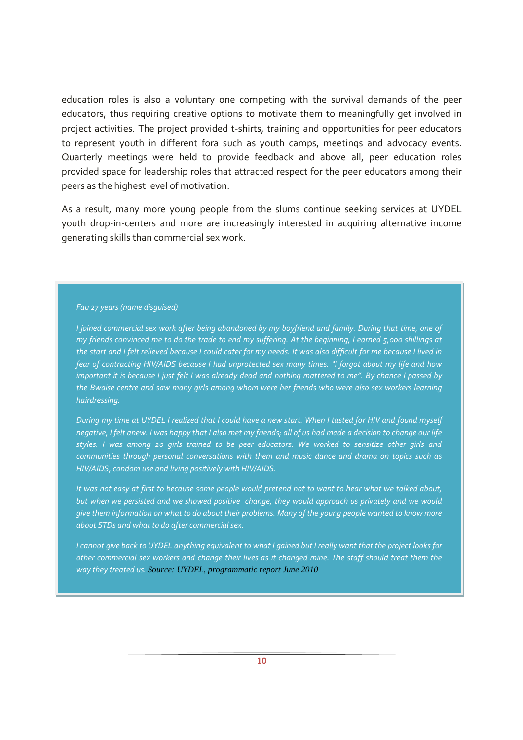education roles is also a voluntary one competing with the survival demands of the peer educators, thus requiring creative options to motivate them to meaningfully get involved in project activities. The project provided t-shirts, training and opportunities for peer educators to represent youth in different fora such as youth camps, meetings and advocacy events. Quarterly meetings were held to provide feedback and above all, peer education roles provided space for leadership roles that attracted respect for the peer educators among their peers as the highest level of motivation.

As a result, many more young people from the slums continue seeking services at UYDEL youth drop-in-centers and more are increasingly interested in acquiring alternative income generating skills than commercial sex work.

> *Fau 27 years (name disguised)*
>
> *I joined commercial sex work after being abandoned by my boyfriend and family. During that time, one of my friends convinced me to do the trade to end my suffering. At the beginning, I earned 5,000 shillings at the start and I felt relieved because I could cater for my needs. It was also difficult for me because I lived in fear of contracting HIV/AIDS because I had unprotected sex many times. "I forgot about my life and how important it is because I just felt I was already dead and nothing mattered to me". By chance I passed by the Bwaise centre and saw many girls among whom were her friends who were also sex workers learning hairdressing.*
>
> *During my time at UYDEL I realized that I could have a new start. When I tasted for HIV and found myself negative, I felt anew. I was happy that I also met my friends; all of us had made a decision to change our life styles. I was among 20 girls trained to be peer educators. We worked to sensitize other girls and communities through personal conversations with them and music dance and drama on topics such as HIV/AIDS, condom use and living positively with HIV/AIDS.*
>
> *It was not easy at first to because some people would pretend not to want to hear what we talked about, but when we persisted and we showed positive change, they would approach us privately and we would give them information on what to do about their problems. Many of the young people wanted to know more about STDs and what to do after commercial sex.*
>
> *I cannot give back to UYDEL anything equivalent to what I gained but I really want that the project looks for other commercial sex workers and change their lives as it changed mine. The staff should treat them the way they treated us.* *Source: UYDEL, programmatic report June 2010*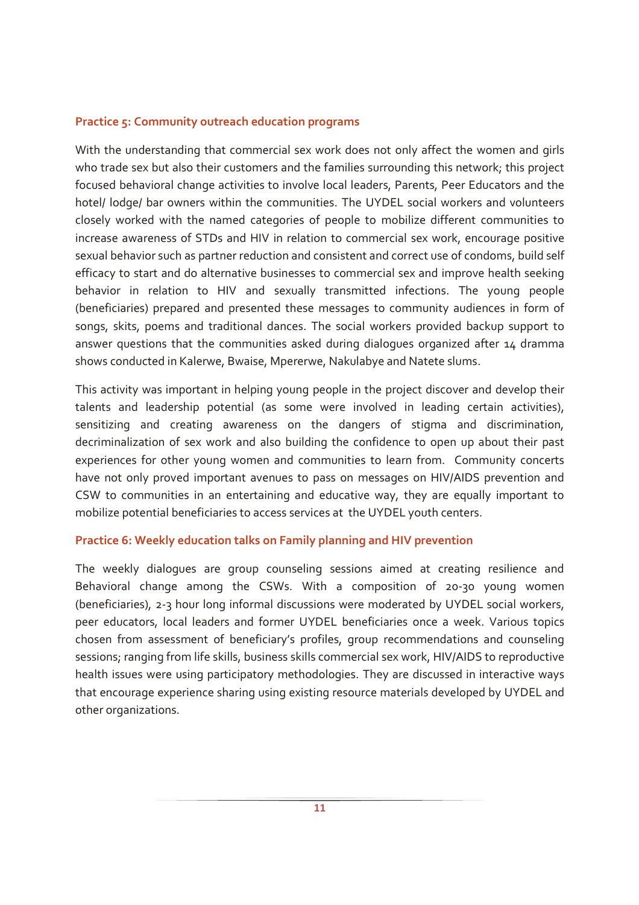### Practice 5: Community outreach education programs

With the understanding that commercial sex work does not only affect the women and girls who trade sex but also their customers and the families surrounding this network; this project focused behavioral change activities to involve local leaders, Parents, Peer Educators and the hotel/ lodge/ bar owners within the communities. The UYDEL social workers and volunteers closely worked with the named categories of people to mobilize different communities to increase awareness of STDs and HIV in relation to commercial sex work, encourage positive sexual behavior such as partner reduction and consistent and correct use of condoms, build self efficacy to start and do alternative businesses to commercial sex and improve health seeking behavior in relation to HIV and sexually transmitted infections. The young people (beneficiaries) prepared and presented these messages to community audiences in form of songs, skits, poems and traditional dances. The social workers provided backup support to answer questions that the communities asked during dialogues organized after 14 dramma shows conducted in Kalerwe, Bwaise, Mpererwe, Nakulabye and Natete slums.

This activity was important in helping young people in the project discover and develop their talents and leadership potential (as some were involved in leading certain activities), sensitizing and creating awareness on the dangers of stigma and discrimination, decriminalization of sex work and also building the confidence to open up about their past experiences for other young women and communities to learn from. Community concerts have not only proved important avenues to pass on messages on HIV/AIDS prevention and CSW to communities in an entertaining and educative way, they are equally important to mobilize potential beneficiaries to access services at the UYDEL youth centers.

### Practice 6: Weekly education talks on Family planning and HIV prevention

The weekly dialogues are group counseling sessions aimed at creating resilience and Behavioral change among the CSWs. With a composition of 20-30 young women (beneficiaries), 2-3 hour long informal discussions were moderated by UYDEL social workers, peer educators, local leaders and former UYDEL beneficiaries once a week. Various topics chosen from assessment of beneficiary's profiles, group recommendations and counseling sessions; ranging from life skills, business skills commercial sex work, HIV/AIDS to reproductive health issues were using participatory methodologies. They are discussed in interactive ways that encourage experience sharing using existing resource materials developed by UYDEL and other organizations.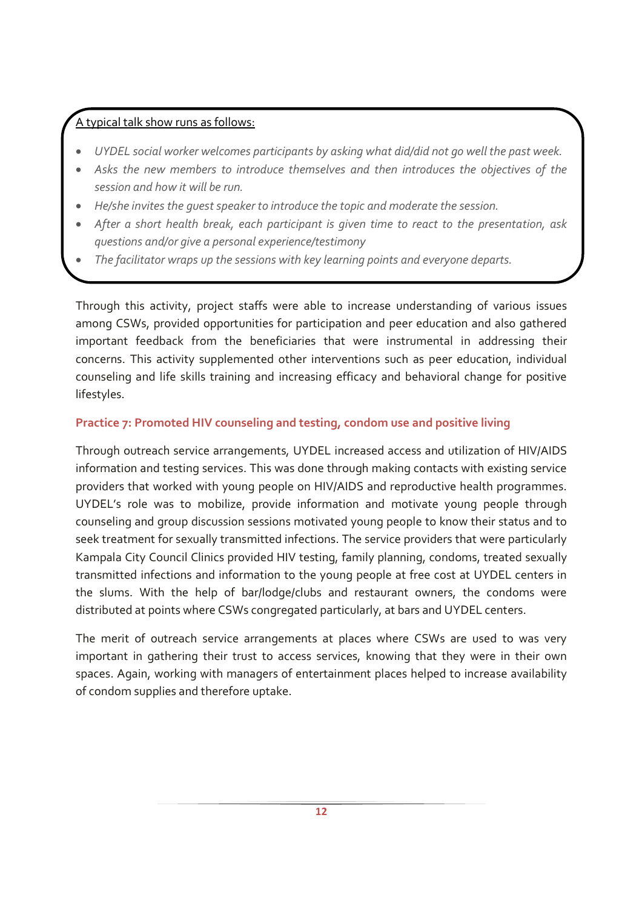A typical talk show runs as follows:

- *UYDEL social worker welcomes participants by asking what did/did not go well the past week.*
- *Asks the new members to introduce themselves and then introduces the objectives of the session and how it will be run.*
- *He/she invites the guest speaker to introduce the topic and moderate the session.*
- *After a short health break, each participant is given time to react to the presentation, ask questions and/or give a personal experience/testimony*
- *The facilitator wraps up the sessions with key learning points and everyone departs.*

Through this activity, project staffs were able to increase understanding of various issues among CSWs, provided opportunities for participation and peer education and also gathered important feedback from the beneficiaries that were instrumental in addressing their concerns. This activity supplemented other interventions such as peer education, individual counseling and life skills training and increasing efficacy and behavioral change for positive lifestyles.

### Practice 7: Promoted HIV counseling and testing, condom use and positive living

Through outreach service arrangements, UYDEL increased access and utilization of HIV/AIDS information and testing services. This was done through making contacts with existing service providers that worked with young people on HIV/AIDS and reproductive health programmes. UYDEL's role was to mobilize, provide information and motivate young people through counseling and group discussion sessions motivated young people to know their status and to seek treatment for sexually transmitted infections. The service providers that were particularly Kampala City Council Clinics provided HIV testing, family planning, condoms, treated sexually transmitted infections and information to the young people at free cost at UYDEL centers in the slums. With the help of bar/lodge/clubs and restaurant owners, the condoms were distributed at points where CSWs congregated particularly, at bars and UYDEL centers.

The merit of outreach service arrangements at places where CSWs are used to was very important in gathering their trust to access services, knowing that they were in their own spaces. Again, working with managers of entertainment places helped to increase availability of condom supplies and therefore uptake.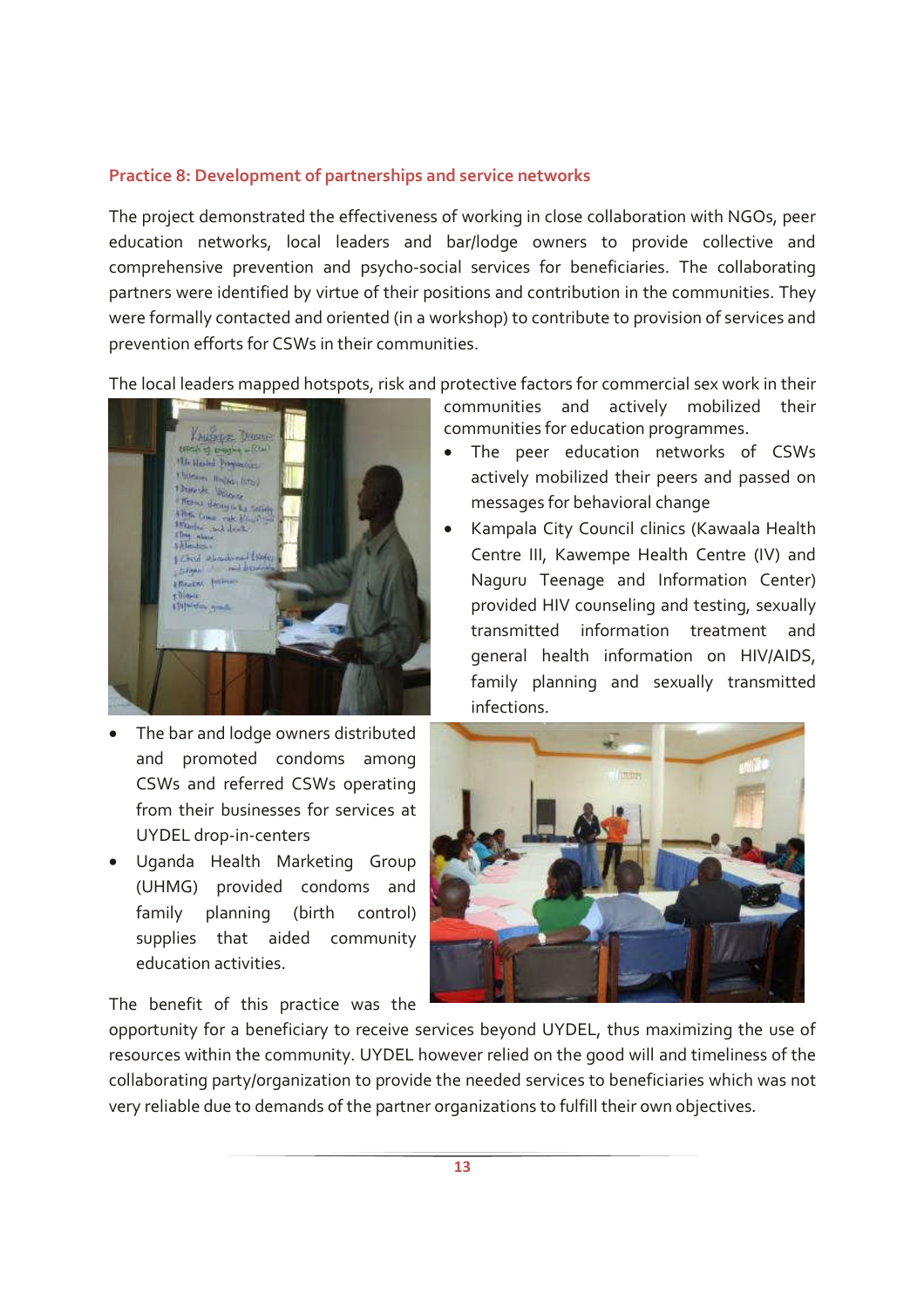### Practice 8: Development of partnerships and service networks

The project demonstrated the effectiveness of working in close collaboration with NGOs, peer education networks, local leaders and bar/lodge owners to provide collective and comprehensive prevention and psycho-social services for beneficiaries. The collaborating partners were identified by virtue of their positions and contribution in the communities. They were formally contacted and oriented (in a workshop) to contribute to provision of services and prevention efforts for CSWs in their communities.

The local leaders mapped hotspots, risk and protective factors for commercial sex work in their communities and actively mobilized their communities for education programmes.

- The peer education networks of CSWs actively mobilized their peers and passed on messages for behavioral change
- Kampala City Council clinics (Kawaala Health Centre III, Kawempe Health Centre (IV) and Naguru Teenage and Information Center) provided HIV counseling and testing, sexually transmitted information treatment and general health information on HIV/AIDS, family planning and sexually transmitted infections.
- The bar and lodge owners distributed and promoted condoms among CSWs and referred CSWs operating from their businesses for services at UYDEL drop-in-centers
- Uganda Health Marketing Group (UHMG) provided condoms and family planning (birth control) supplies that aided community education activities.

The benefit of this practice was the opportunity for a beneficiary to receive services beyond UYDEL, thus maximizing the use of resources within the community. UYDEL however relied on the good will and timeliness of the collaborating party/organization to provide the needed services to beneficiaries which was not very reliable due to demands of the partner organizations to fulfill their own objectives.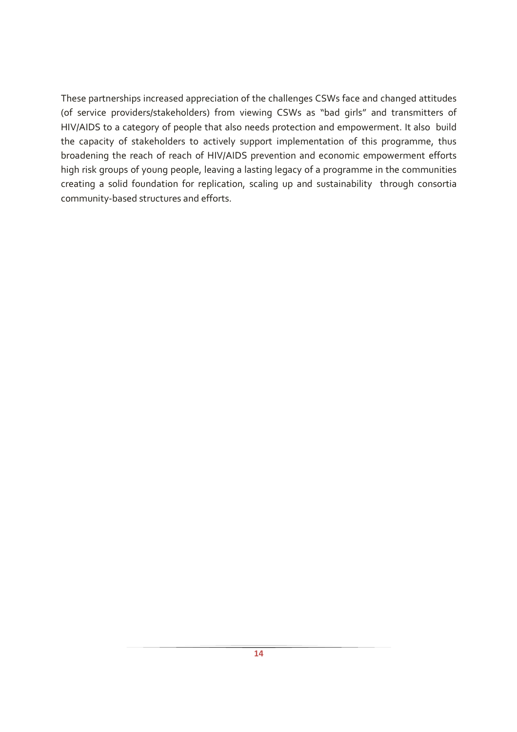These partnerships increased appreciation of the challenges CSWs face and changed attitudes (of service providers/stakeholders) from viewing CSWs as "bad girls" and transmitters of HIV/AIDS to a category of people that also needs protection and empowerment. It also build the capacity of stakeholders to actively support implementation of this programme, thus broadening the reach of reach of HIV/AIDS prevention and economic empowerment efforts high risk groups of young people, leaving a lasting legacy of a programme in the communities creating a solid foundation for replication, scaling up and sustainability through consortia community-based structures and efforts.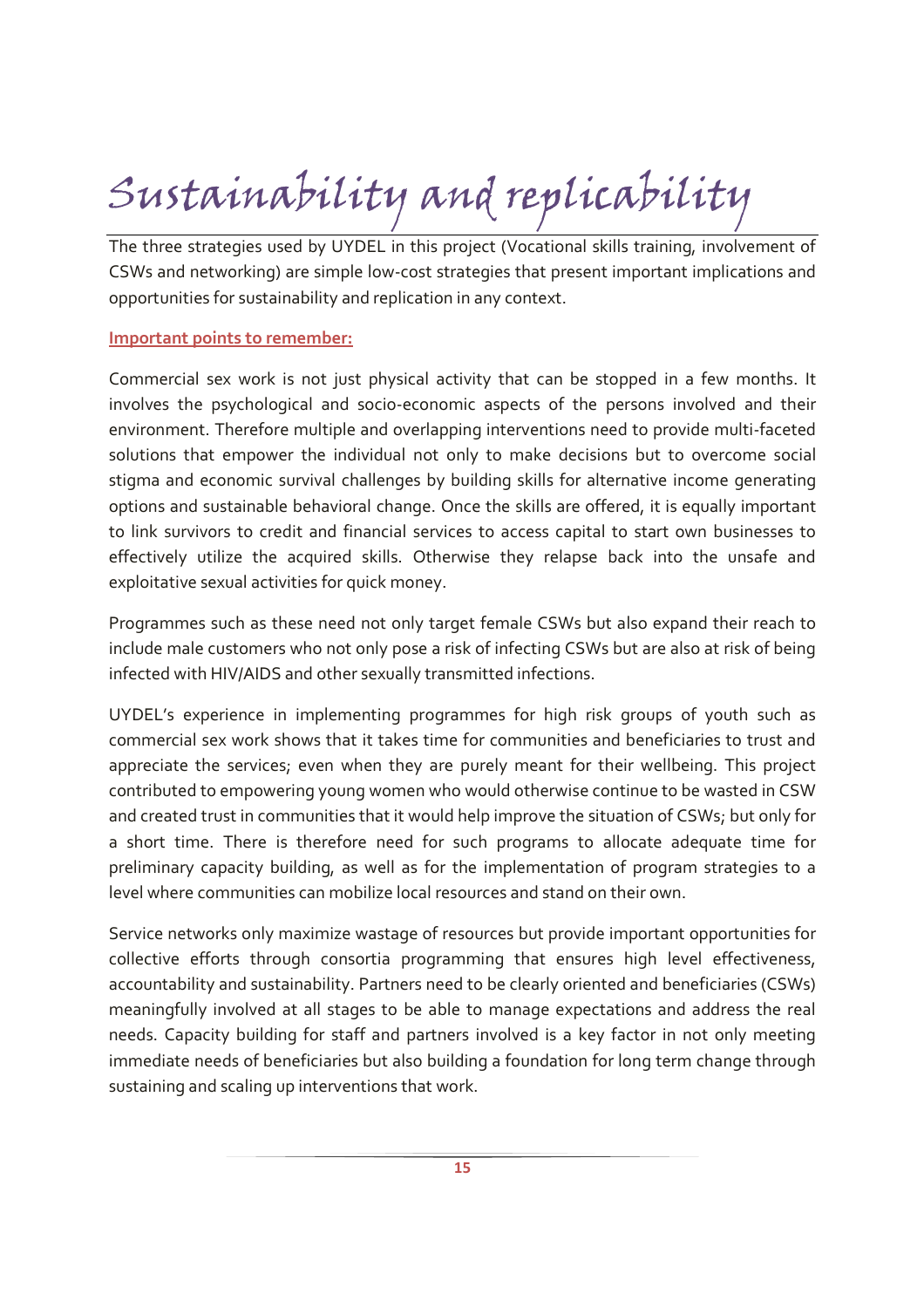# Sustainability and replicability

The three strategies used by UYDEL in this project (Vocational skills training, involvement of CSWs and networking) are simple low-cost strategies that present important implications and opportunities for sustainability and replication in any context.

**Important points to remember:**

Commercial sex work is not just physical activity that can be stopped in a few months. It involves the psychological and socio-economic aspects of the persons involved and their environment. Therefore multiple and overlapping interventions need to provide multi-faceted solutions that empower the individual not only to make decisions but to overcome social stigma and economic survival challenges by building skills for alternative income generating options and sustainable behavioral change. Once the skills are offered, it is equally important to link survivors to credit and financial services to access capital to start own businesses to effectively utilize the acquired skills. Otherwise they relapse back into the unsafe and exploitative sexual activities for quick money.

Programmes such as these need not only target female CSWs but also expand their reach to include male customers who not only pose a risk of infecting CSWs but are also at risk of being infected with HIV/AIDS and other sexually transmitted infections.

UYDEL's experience in implementing programmes for high risk groups of youth such as commercial sex work shows that it takes time for communities and beneficiaries to trust and appreciate the services; even when they are purely meant for their wellbeing. This project contributed to empowering young women who would otherwise continue to be wasted in CSW and created trust in communities that it would help improve the situation of CSWs; but only for a short time. There is therefore need for such programs to allocate adequate time for preliminary capacity building, as well as for the implementation of program strategies to a level where communities can mobilize local resources and stand on their own.

Service networks only maximize wastage of resources but provide important opportunities for collective efforts through consortia programming that ensures high level effectiveness, accountability and sustainability. Partners need to be clearly oriented and beneficiaries (CSWs) meaningfully involved at all stages to be able to manage expectations and address the real needs. Capacity building for staff and partners involved is a key factor in not only meeting immediate needs of beneficiaries but also building a foundation for long term change through sustaining and scaling up interventions that work.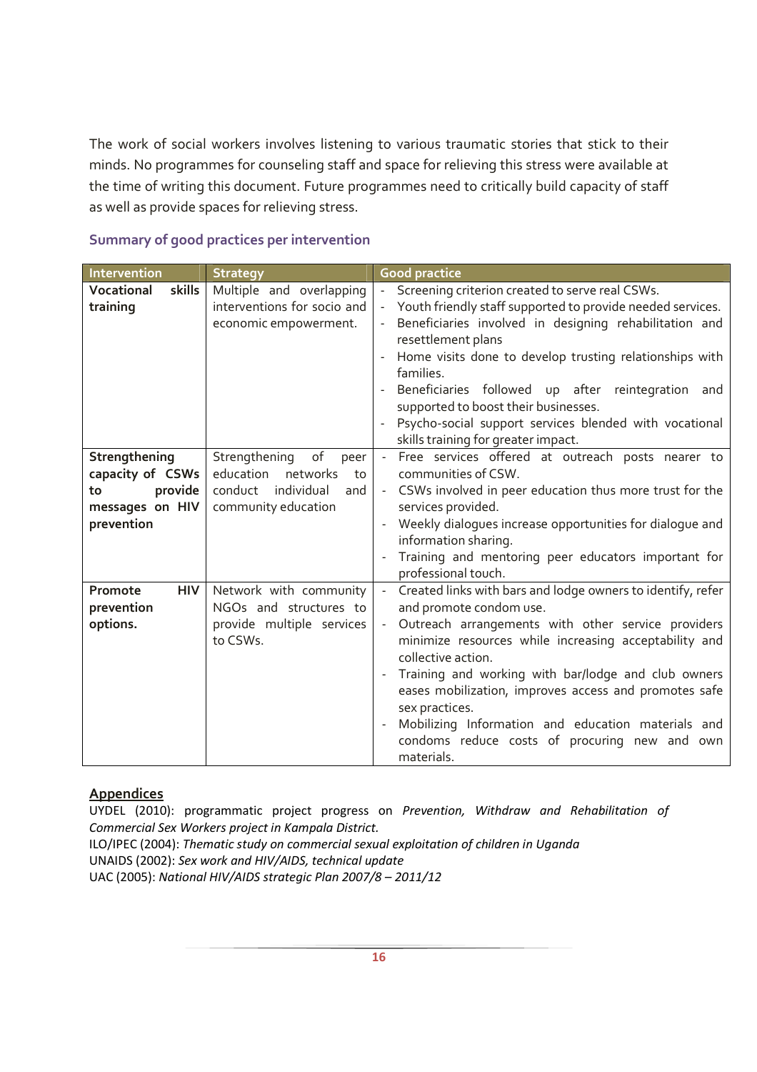The work of social workers involves listening to various traumatic stories that stick to their minds. No programmes for counseling staff and space for relieving this stress were available at the time of writing this document. Future programmes need to critically build capacity of staff as well as provide spaces for relieving stress.

### Summary of good practices per intervention

| Intervention | Strategy | Good practice |
|---|---|---|
| **Vocational skills training** | Multiple and overlapping interventions for socio and economic empowerment. | - Screening criterion created to serve real CSWs.<br>- Youth friendly staff supported to provide needed services.<br>- Beneficiaries involved in designing rehabilitation and resettlement plans<br>- Home visits done to develop trusting relationships with families.<br>- Beneficiaries followed up after reintegration and supported to boost their businesses.<br>- Psycho-social support services blended with vocational skills training for greater impact. |
| **Strengthening capacity of CSWs to provide messages on HIV prevention** | Strengthening of peer education networks to conduct individual and community education | - Free services offered at outreach posts nearer to communities of CSW.<br>- CSWs involved in peer education thus more trust for the services provided.<br>- Weekly dialogues increase opportunities for dialogue and information sharing.<br>- Training and mentoring peer educators important for professional touch. |
| **Promote HIV prevention options.** | Network with community NGOs and structures to provide multiple services to CSWs. | - Created links with bars and lodge owners to identify, refer and promote condom use.<br>- Outreach arrangements with other service providers minimize resources while increasing acceptability and collective action.<br>- Training and working with bar/lodge and club owners eases mobilization, improves access and promotes safe sex practices.<br>- Mobilizing Information and education materials and condoms reduce costs of procuring new and own materials. |

## Appendices

UYDEL (2010): programmatic project progress on *Prevention, Withdraw and Rehabilitation of Commercial Sex Workers project in Kampala District.*

ILO/IPEC (2004): *Thematic study on commercial sexual exploitation of children in Uganda*

UNAIDS (2002): *Sex work and HIV/AIDS, technical update*

UAC (2005): *National HIV/AIDS strategic Plan 2007/8 – 2011/12*